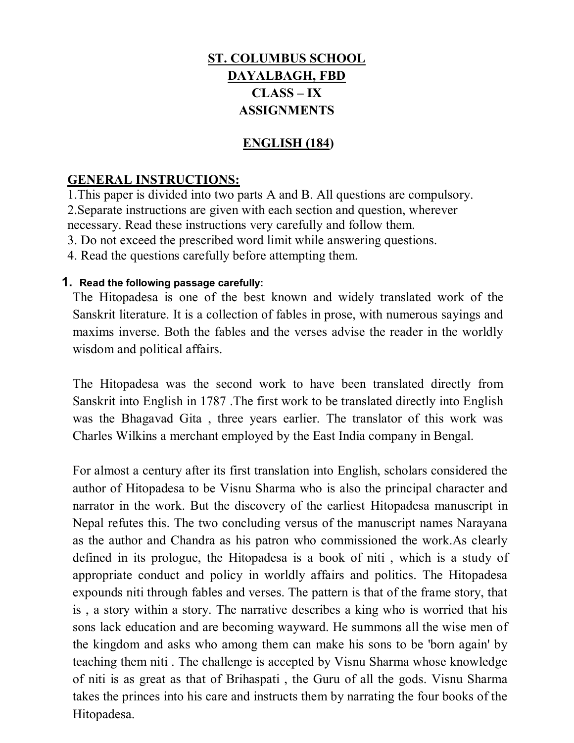# ST. COLUMBUS SCHOOL
# DAYALBAGH, FBD
## CLASS – IX
## ASSIGNMENTS

## ENGLISH (184)

### GENERAL INSTRUCTIONS:

1.This paper is divided into two parts A and B. All questions are compulsory.
2.Separate instructions are given with each section and question, wherever necessary. Read these instructions very carefully and follow them.
3. Do not exceed the prescribed word limit while answering questions.
4. Read the questions carefully before attempting them.

**1. Read the following passage carefully:**

The Hitopadesa is one of the best known and widely translated work of the Sanskrit literature. It is a collection of fables in prose, with numerous sayings and maxims inverse. Both the fables and the verses advise the reader in the worldly wisdom and political affairs.

The Hitopadesa was the second work to have been translated directly from Sanskrit into English in 1787 .The first work to be translated directly into English was the Bhagavad Gita , three years earlier. The translator of this work was Charles Wilkins a merchant employed by the East India company in Bengal.

For almost a century after its first translation into English, scholars considered the author of Hitopadesa to be Visnu Sharma who is also the principal character and narrator in the work. But the discovery of the earliest Hitopadesa manuscript in Nepal refutes this. The two concluding versus of the manuscript names Narayana as the author and Chandra as his patron who commissioned the work.As clearly defined in its prologue, the Hitopadesa is a book of niti , which is a study of appropriate conduct and policy in worldly affairs and politics. The Hitopadesa expounds niti through fables and verses. The pattern is that of the frame story, that is , a story within a story. The narrative describes a king who is worried that his sons lack education and are becoming wayward. He summons all the wise men of the kingdom and asks who among them can make his sons to be 'born again' by teaching them niti . The challenge is accepted by Visnu Sharma whose knowledge of niti is as great as that of Brihaspati , the Guru of all the gods. Visnu Sharma takes the princes into his care and instructs them by narrating the four books of the Hitopadesa.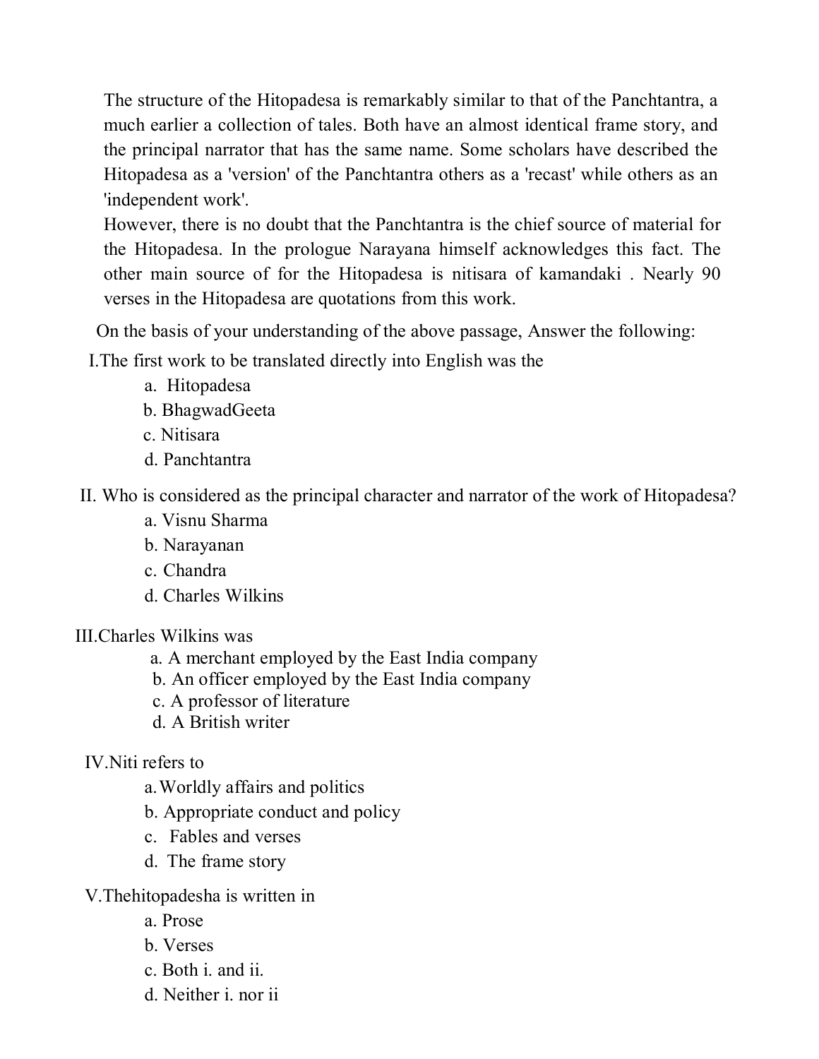The structure of the Hitopadesa is remarkably similar to that of the Panchtantra, a much earlier a collection of tales. Both have an almost identical frame story, and the principal narrator that has the same name. Some scholars have described the Hitopadesa as a 'version' of the Panchtantra others as a 'recast' while others as an 'independent work'.

However, there is no doubt that the Panchtantra is the chief source of material for the Hitopadesa. In the prologue Narayana himself acknowledges this fact. The other main source of for the Hitopadesa is nitisara of kamandaki . Nearly 90 verses in the Hitopadesa are quotations from this work.

On the basis of your understanding of the above passage, Answer the following:

I.The first work to be translated directly into English was the

a. Hitopadesa
b. BhagwadGeeta
c. Nitisara
d. Panchtantra

II. Who is considered as the principal character and narrator of the work of Hitopadesa?

a. Visnu Sharma
b. Narayanan
c. Chandra
d. Charles Wilkins

III.Charles Wilkins was

a. A merchant employed by the East India company
b. An officer employed by the East India company
c. A professor of literature
d. A British writer

IV.Niti refers to

a. Worldly affairs and politics
b. Appropriate conduct and policy
c. Fables and verses
d. The frame story

V.Thehitopadesha is written in

a. Prose
b. Verses
c. Both i. and ii.
d. Neither i. nor ii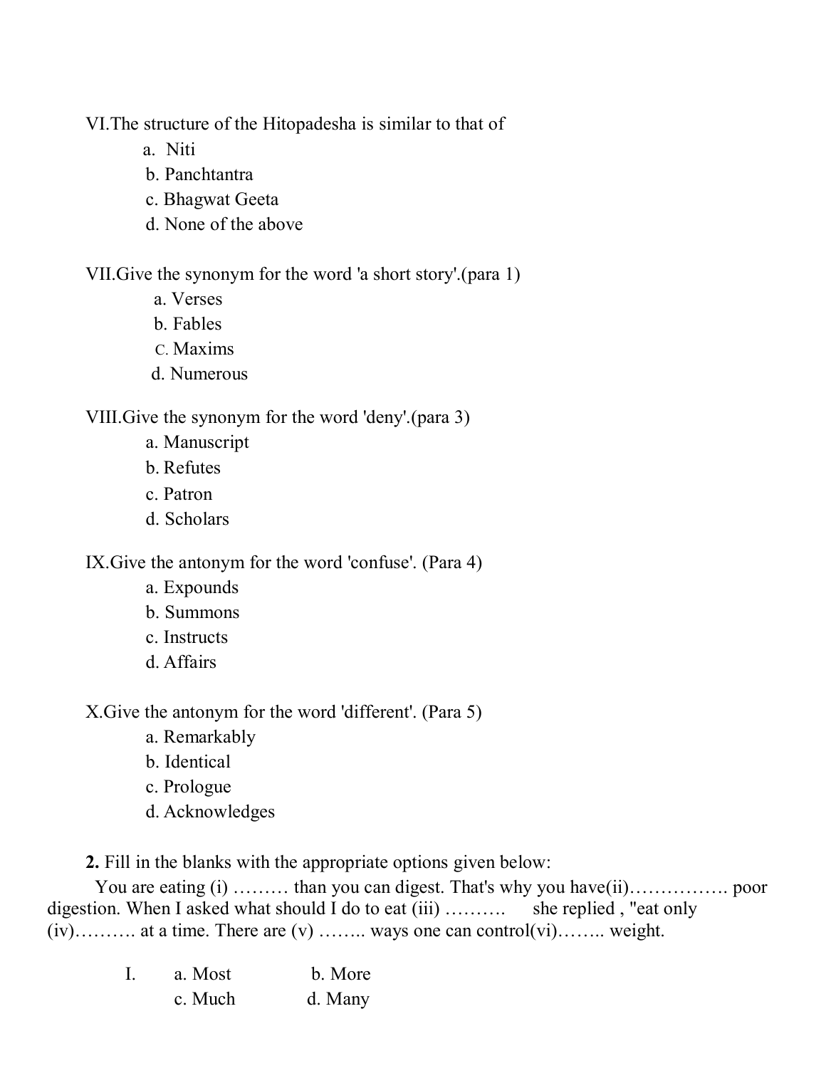VI.The structure of the Hitopadesha is similar to that of

a. Niti
b. Panchtantra
c. Bhagwat Geeta
d. None of the above

VII.Give the synonym for the word 'a short story'.(para 1)

a. Verses
b. Fables
c. Maxims
d. Numerous

VIII.Give the synonym for the word 'deny'.(para 3)

a. Manuscript
b. Refutes
c. Patron
d. Scholars

IX.Give the antonym for the word 'confuse'. (Para 4)

a. Expounds
b. Summons
c. Instructs
d. Affairs

X.Give the antonym for the word 'different'. (Para 5)

a. Remarkably
b. Identical
c. Prologue
d. Acknowledges

**2.** Fill in the blanks with the appropriate options given below:

You are eating (i) ……… than you can digest. That's why you have(ii)……………. poor digestion. When I asked what should I do to eat (iii) ………. she replied , "eat only (iv)………. at a time. There are (v) …….. ways one can control(vi)…….. weight.

I. a. Most b. More
c. Much d. Many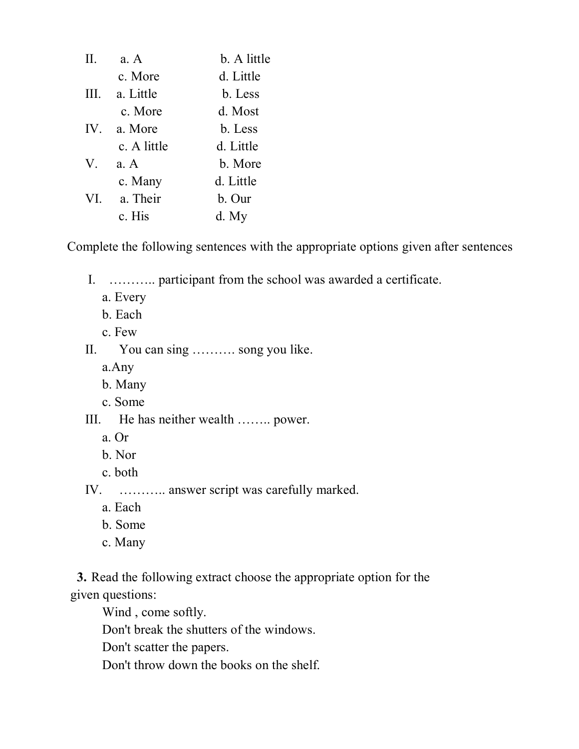II. a. A b. A little
 c. More d. Little

III. a. Little b. Less
 c. More d. Most

IV. a. More b. Less
 c. A little d. Little

V. a. A b. More
 c. Many d. Little

VI. a. Their b. Our
 c. His d. My

Complete the following sentences with the appropriate options given after sentences

I. ……….. participant from the school was awarded a certificate.
 a. Every
 b. Each
 c. Few

II. You can sing ………. song you like.
 a.Any
 b. Many
 c. Some

III. He has neither wealth …….. power.
 a. Or
 b. Nor
 c. both

IV. ……….. answer script was carefully marked.
 a. Each
 b. Some
 c. Many

**3.** Read the following extract choose the appropriate option for the given questions:

Wind , come softly.
Don't break the shutters of the windows.
Don't scatter the papers.
Don't throw down the books on the shelf.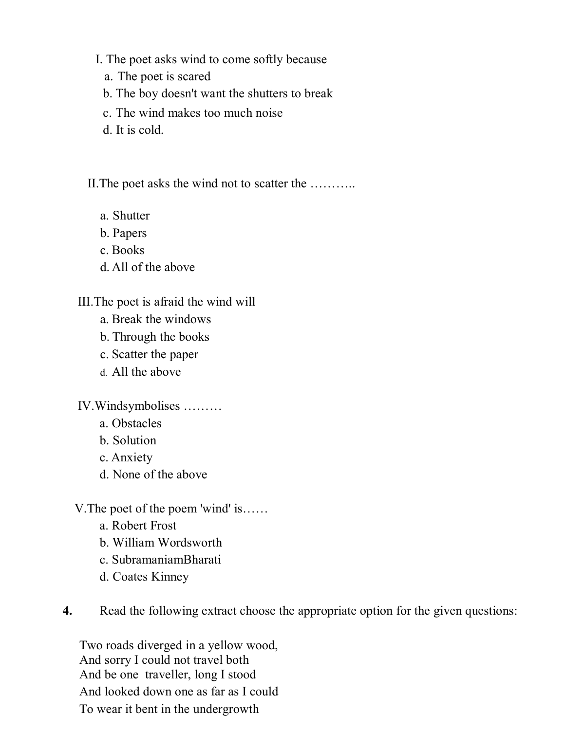I. The poet asks wind to come softly because

a. The poet is scared
b. The boy doesn't want the shutters to break
c. The wind makes too much noise
d. It is cold.

II.The poet asks the wind not to scatter the ………..

a. Shutter
b. Papers
c. Books
d. All of the above

III.The poet is afraid the wind will

a. Break the windows
b. Through the books
c. Scatter the paper
d. All the above

IV.Windsymbolises ………

a. Obstacles
b. Solution
c. Anxiety
d. None of the above

V.The poet of the poem 'wind' is……

a. Robert Frost
b. William Wordsworth
c. SubramaniamBharati
d. Coates Kinney

**4.** Read the following extract choose the appropriate option for the given questions:

Two roads diverged in a yellow wood,
And sorry I could not travel both
And be one traveller, long I stood
And looked down one as far as I could
To wear it bent in the undergrowth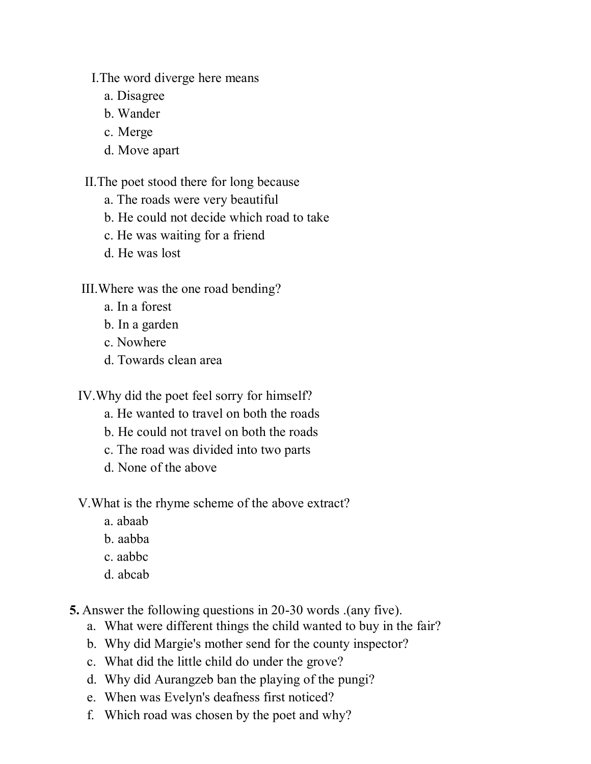I. The word diverge here means

a. Disagree
b. Wander
c. Merge
d. Move apart

II. The poet stood there for long because

a. The roads were very beautiful
b. He could not decide which road to take
c. He was waiting for a friend
d. He was lost

III. Where was the one road bending?

a. In a forest
b. In a garden
c. Nowhere
d. Towards clean area

IV. Why did the poet feel sorry for himself?

a. He wanted to travel on both the roads
b. He could not travel on both the roads
c. The road was divided into two parts
d. None of the above

V. What is the rhyme scheme of the above extract?

a. abaab
b. aabba
c. aabbc
d. abcab

**5.** Answer the following questions in 20-30 words .(any five).

a. What were different things the child wanted to buy in the fair?
b. Why did Margie's mother send for the county inspector?
c. What did the little child do under the grove?
d. Why did Aurangzeb ban the playing of the pungi?
e. When was Evelyn's deafness first noticed?
f. Which road was chosen by the poet and why?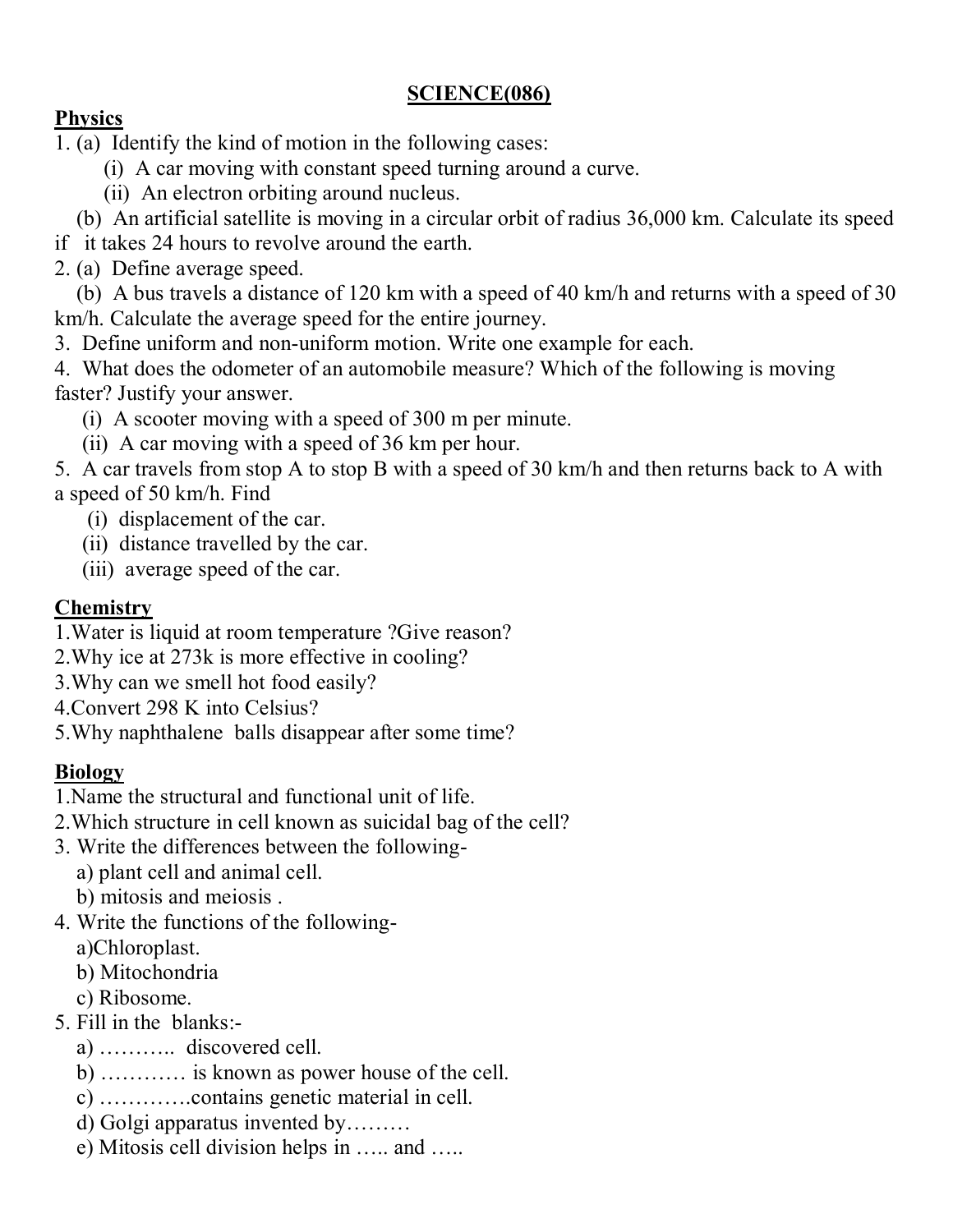# SCIENCE(086)

## Physics

1. (a) Identify the kind of motion in the following cases:
   - (i) A car moving with constant speed turning around a curve.
   - (ii) An electron orbiting around nucleus.

   (b) An artificial satellite is moving in a circular orbit of radius 36,000 km. Calculate its speed if it takes 24 hours to revolve around the earth.

2. (a) Define average speed.

   (b) A bus travels a distance of 120 km with a speed of 40 km/h and returns with a speed of 30 km/h. Calculate the average speed for the entire journey.

3. Define uniform and non-uniform motion. Write one example for each.

4. What does the odometer of an automobile measure? Which of the following is moving faster? Justify your answer.
   - (i) A scooter moving with a speed of 300 m per minute.
   - (ii) A car moving with a speed of 36 km per hour.

5. A car travels from stop A to stop B with a speed of 30 km/h and then returns back to A with a speed of 50 km/h. Find
   - (i) displacement of the car.
   - (ii) distance travelled by the car.
   - (iii) average speed of the car.

## Chemistry

1. Water is liquid at room temperature ?Give reason?
2. Why ice at 273k is more effective in cooling?
3. Why can we smell hot food easily?
4. Convert 298 K into Celsius?
5. Why naphthalene balls disappear after some time?

## Biology

1. Name the structural and functional unit of life.
2. Which structure in cell known as suicidal bag of the cell?
3. Write the differences between the following-
   - a) plant cell and animal cell.
   - b) mitosis and meiosis .
4. Write the functions of the following-
   - a) Chloroplast.
   - b) Mitochondria
   - c) Ribosome.
5. Fill in the blanks:-
   - a) ……….. discovered cell.
   - b) ………… is known as power house of the cell.
   - c) ………….contains genetic material in cell.
   - d) Golgi apparatus invented by………
   - e) Mitosis cell division helps in ….. and …..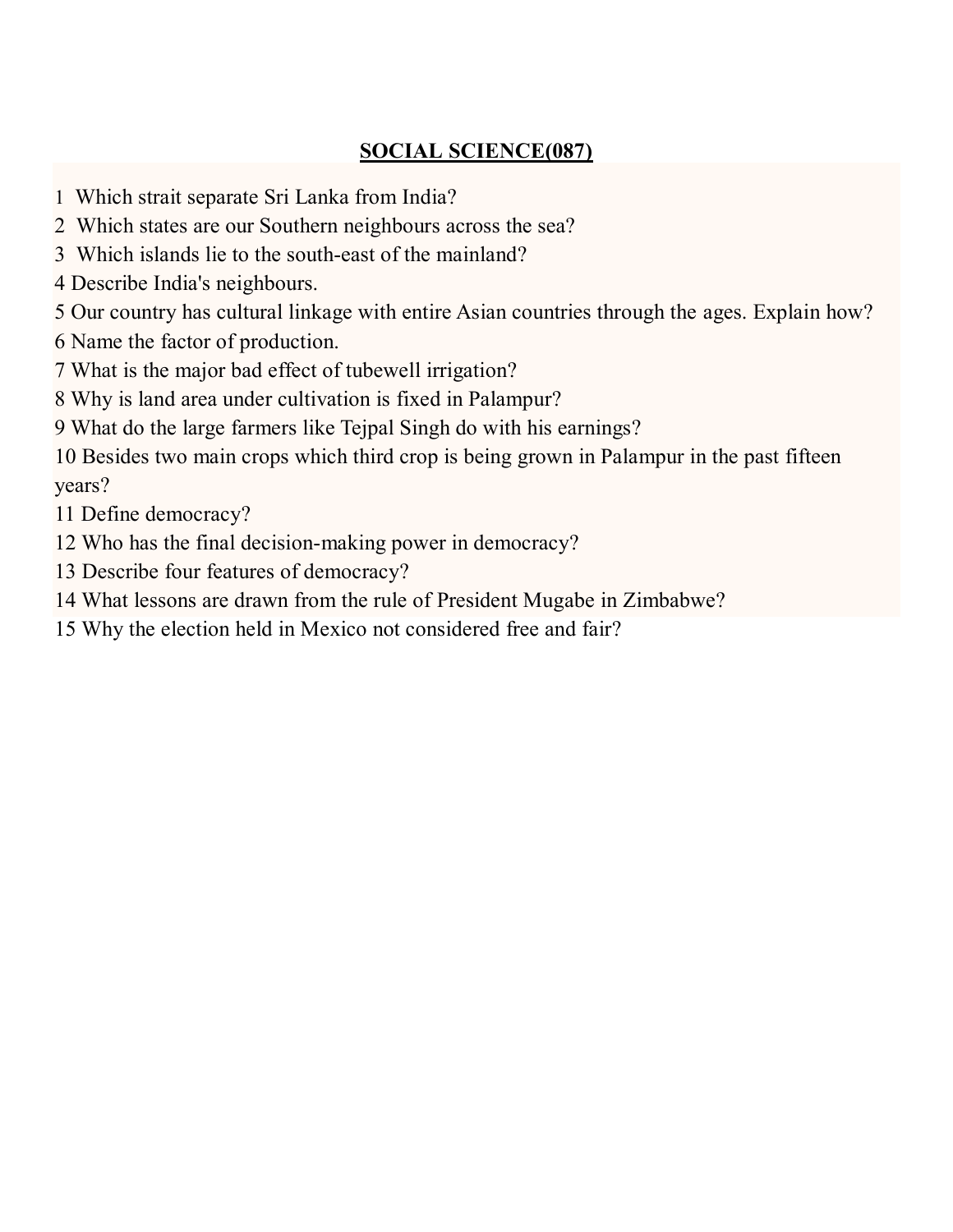## SOCIAL SCIENCE(087)

1 Which strait separate Sri Lanka from India?
2 Which states are our Southern neighbours across the sea?
3 Which islands lie to the south-east of the mainland?
4 Describe India's neighbours.
5 Our country has cultural linkage with entire Asian countries through the ages. Explain how?
6 Name the factor of production.
7 What is the major bad effect of tubewell irrigation?
8 Why is land area under cultivation is fixed in Palampur?
9 What do the large farmers like Tejpal Singh do with his earnings?
10 Besides two main crops which third crop is being grown in Palampur in the past fifteen years?
11 Define democracy?
12 Who has the final decision-making power in democracy?
13 Describe four features of democracy?
14 What lessons are drawn from the rule of President Mugabe in Zimbabwe?
15 Why the election held in Mexico not considered free and fair?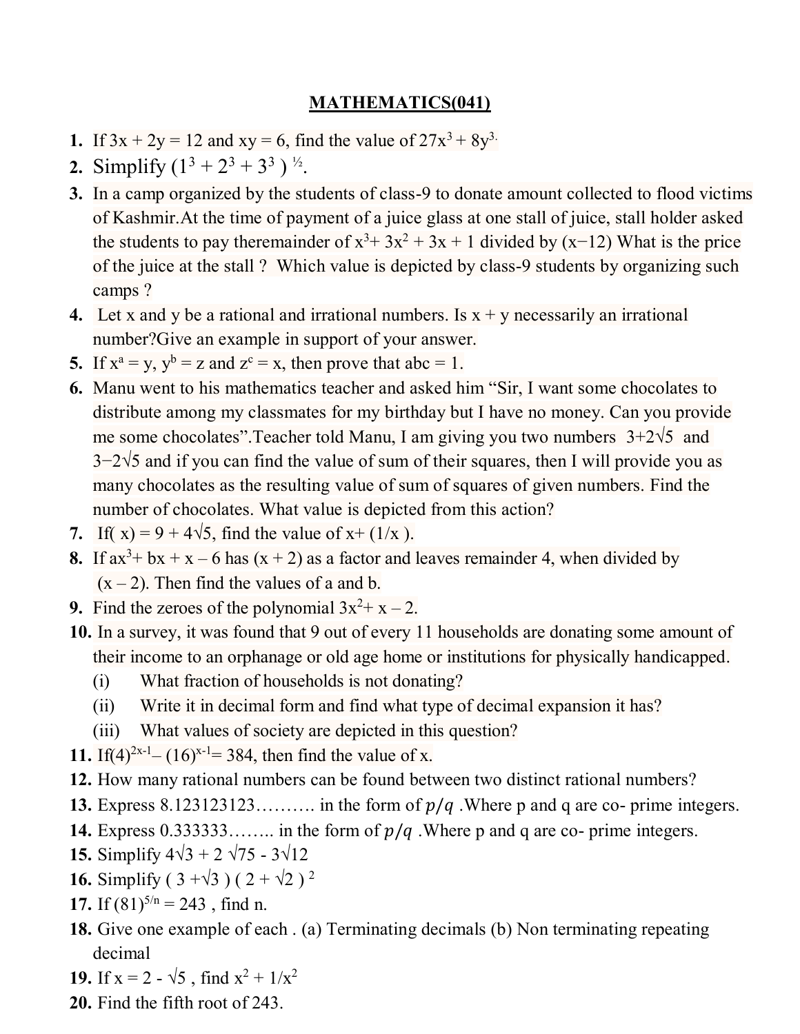## MATHEMATICS(041)

1. If $3x + 2y = 12$ and $xy = 6$, find the value of $27x^3 + 8y^3$.
2. Simplify $(1^3 + 2^3 + 3^3)^{½}$.
3. In a camp organized by the students of class-9 to donate amount collected to flood victims of Kashmir.At the time of payment of a juice glass at one stall of juice, stall holder asked the students to pay theremainder of $x^3 + 3x^2 + 3x + 1$ divided by $(x−12)$ What is the price of the juice at the stall ? Which value is depicted by class-9 students by organizing such camps ?
4. Let x and y be a rational and irrational numbers. Is x + y necessarily an irrational number?Give an example in support of your answer.
5. If $x^a = y$, $y^b = z$ and $z^c = x$, then prove that $abc = 1$.
6. Manu went to his mathematics teacher and asked him "Sir, I want some chocolates to distribute among my classmates for my birthday but I have no money. Can you provide me some chocolates".Teacher told Manu, I am giving you two numbers $3+2\sqrt{5}$ and $3−2\sqrt{5}$ and if you can find the value of sum of their squares, then I will provide you as many chocolates as the resulting value of sum of squares of given numbers. Find the number of chocolates. What value is depicted from this action?
7. If( x) = $9 + 4\sqrt{5}$, find the value of $x + (1/x)$.
8. If $ax^3 + bx + x – 6$ has $(x + 2)$ as a factor and leaves remainder 4, when divided by $(x – 2)$. Then find the values of a and b.
9. Find the zeroes of the polynomial $3x^2 + x – 2$.
10. In a survey, it was found that 9 out of every 11 households are donating some amount of their income to an orphanage or old age home or institutions for physically handicapped.
    (i) What fraction of households is not donating?
    (ii) Write it in decimal form and find what type of decimal expansion it has?
    (iii) What values of society are depicted in this question?
11. If $(4)^{2x-1} – (16)^{x-1} = 384$, then find the value of x.
12. How many rational numbers can be found between two distinct rational numbers?
13. Express 8.123123123………. in the form of $p/q$ .Where p and q are co- prime integers.
14. Express 0.333333…….. in the form of $p/q$ .Where p and q are co- prime integers.
15. Simplify $4\sqrt{3} + 2\sqrt{75} - 3\sqrt{12}$
16. Simplify $(3 + \sqrt{3})(2 + \sqrt{2})^2$
17. If $(81)^{5/n} = 243$ , find n.
18. Give one example of each . (a) Terminating decimals (b) Non terminating repeating decimal
19. If $x = 2 - \sqrt{5}$ , find $x^2 + 1/x^2$
20. Find the fifth root of 243.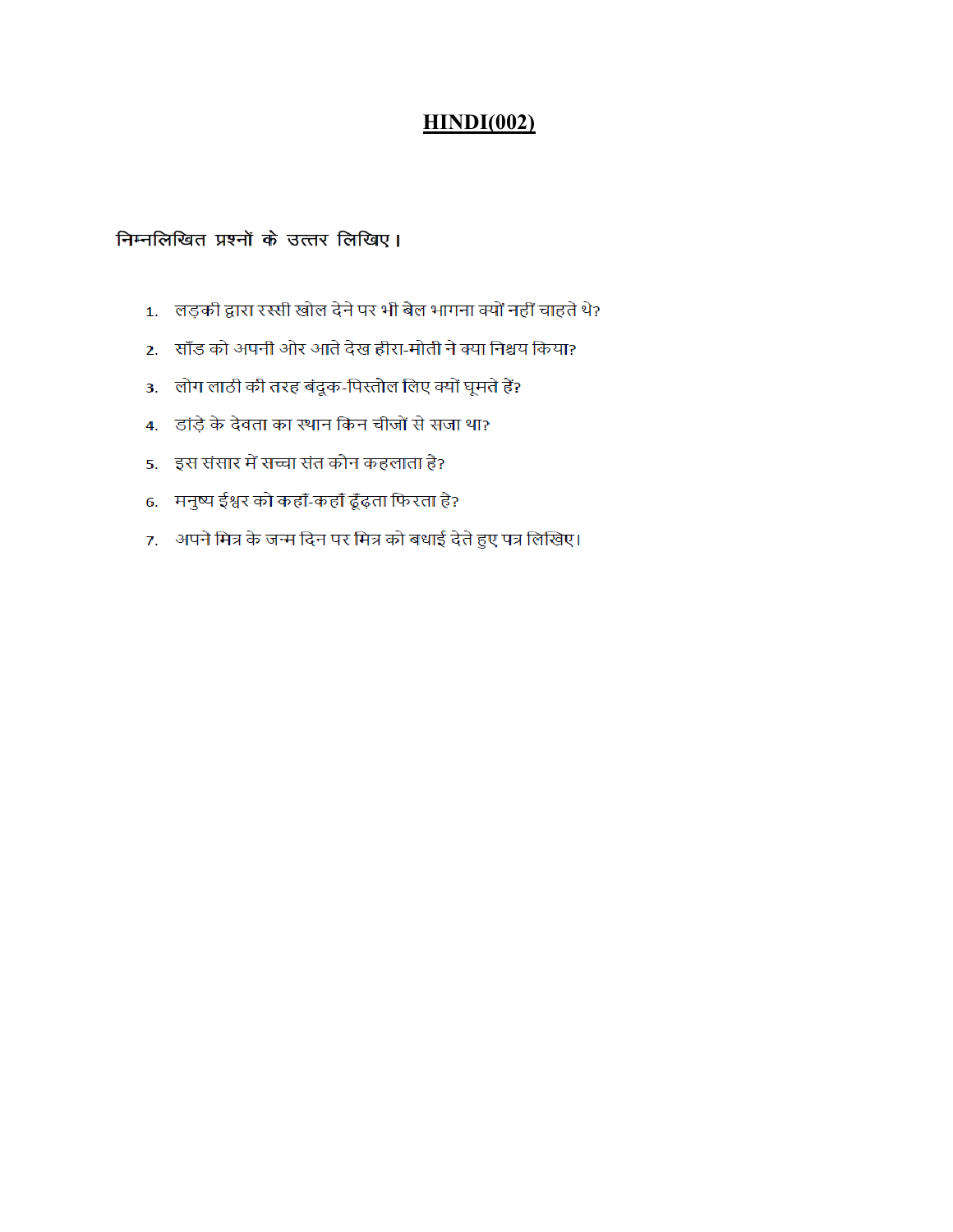# HINDI(002)

**निम्नलिखित प्रश्नों के उत्तर लिखिए।**

1. लड़की द्वारा रस्सी खोल देने पर भी बैल भागना क्यों नहीं चाहते थे?
2. साँड को अपनी ओर आते देख हीरा-मोती ने क्या निश्चय किया?
3. लोग लाठी की तरह बंदूक-पिस्तौल लिए क्यों घूमते हैं?
4. डांड़े के देवता का स्थान किन चीजों से सजा था?
5. इस संसार में सच्चा संत कौन कहलाता है?
6. मनुष्य ईश्वर को कहाँ-कहाँ ढूँढ़ता फिरता है?
7. अपने मित्र के जन्म दिन पर मित्र को बधाई देते हुए पत्र लिखिए।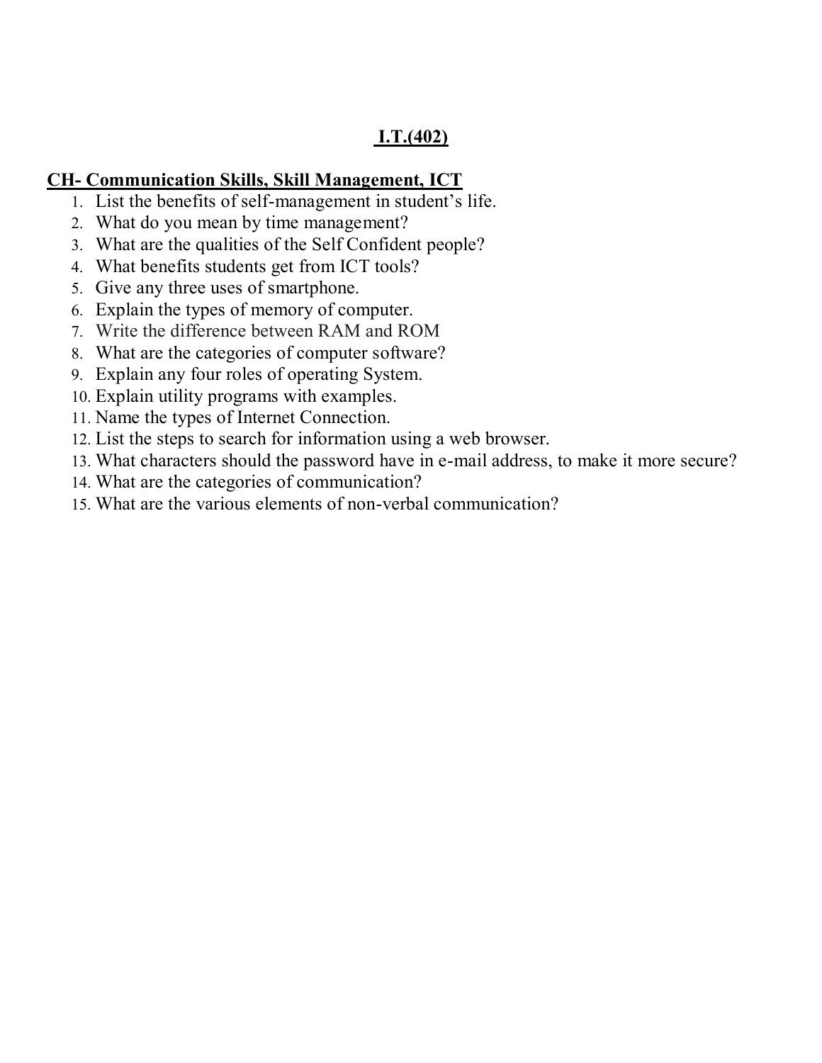# I.T.(402)

## CH- Communication Skills, Skill Management, ICT

1. List the benefits of self-management in student's life.
2. What do you mean by time management?
3. What are the qualities of the Self Confident people?
4. What benefits students get from ICT tools?
5. Give any three uses of smartphone.
6. Explain the types of memory of computer.
7. Write the difference between RAM and ROM
8. What are the categories of computer software?
9. Explain any four roles of operating System.
10. Explain utility programs with examples.
11. Name the types of Internet Connection.
12. List the steps to search for information using a web browser.
13. What characters should the password have in e-mail address, to make it more secure?
14. What are the categories of communication?
15. What are the various elements of non-verbal communication?